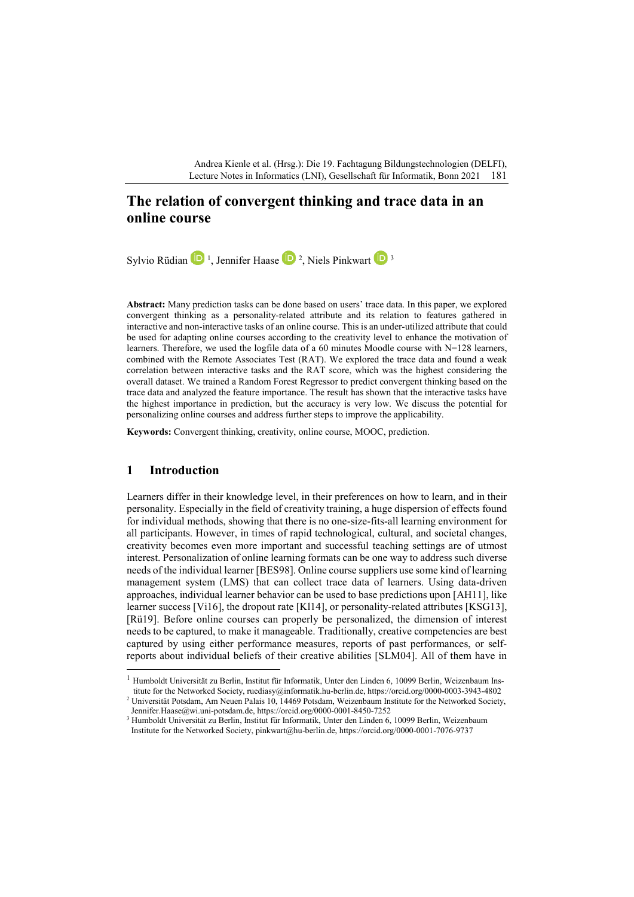# The relation of convergent thinking and trace data in an online course

Sylvio Rüdian [1], Jennifer Haase [2], Niels Pinkwart [3]

**Abstract:** Many prediction tasks can be done based on users' trace data. In this paper, we explored convergent thinking as a personality-related attribute and its relation to features gathered in interactive and non-interactive tasks of an online course. This is an under-utilized attribute that could be used for adapting online courses according to the creativity level to enhance the motivation of learners. Therefore, we used the logfile data of a 60 minutes Moodle course with N=128 learners, combined with the Remote Associates Test (RAT). We explored the trace data and found a weak correlation between interactive tasks and the RAT score, which was the highest considering the overall dataset. We trained a Random Forest Regressor to predict convergent thinking based on the trace data and analyzed the feature importance. The result has shown that the interactive tasks have the highest importance in prediction, but the accuracy is very low. We discuss the potential for personalizing online courses and address further steps to improve the applicability.

**Keywords:** Convergent thinking, creativity, online course, MOOC, prediction.

## 1 Introduction

Learners differ in their knowledge level, in their preferences on how to learn, and in their personality. Especially in the field of creativity training, a huge dispersion of effects found for individual methods, showing that there is no one-size-fits-all learning environment for all participants. However, in times of rapid technological, cultural, and societal changes, creativity becomes even more important and successful teaching settings are of utmost interest. Personalization of online learning formats can be one way to address such diverse needs of the individual learner [BES98]. Online course suppliers use some kind of learning management system (LMS) that can collect trace data of learners. Using data-driven approaches, individual learner behavior can be used to base predictions upon [AH11], like learner success [Vi16], the dropout rate [Kl14], or personality-related attributes [KSG13], [Rü19]. Before online courses can properly be personalized, the dimension of interest needs to be captured, to make it manageable. Traditionally, creative competencies are best captured by using either performance measures, reports of past performances, or self-reports about individual beliefs of their creative abilities [SLM04]. All of them have in

---

[1] Humboldt Universität zu Berlin, Institut für Informatik, Unter den Linden 6, 10099 Berlin, Weizenbaum Institute for the Networked Society, ruediasy@informatik.hu-berlin.de, https://orcid.org/0000-0003-3943-4802

[2] Universität Potsdam, Am Neuen Palais 10, 14469 Potsdam, Weizenbaum Institute for the Networked Society, Jennifer.Haase@wi.uni-potsdam.de, https://orcid.org/0000-0001-8450-7252

[3] Humboldt Universität zu Berlin, Institut für Informatik, Unter den Linden 6, 10099 Berlin, Weizenbaum Institute for the Networked Society, pinkwart@hu-berlin.de, https://orcid.org/0000-0001-7076-9737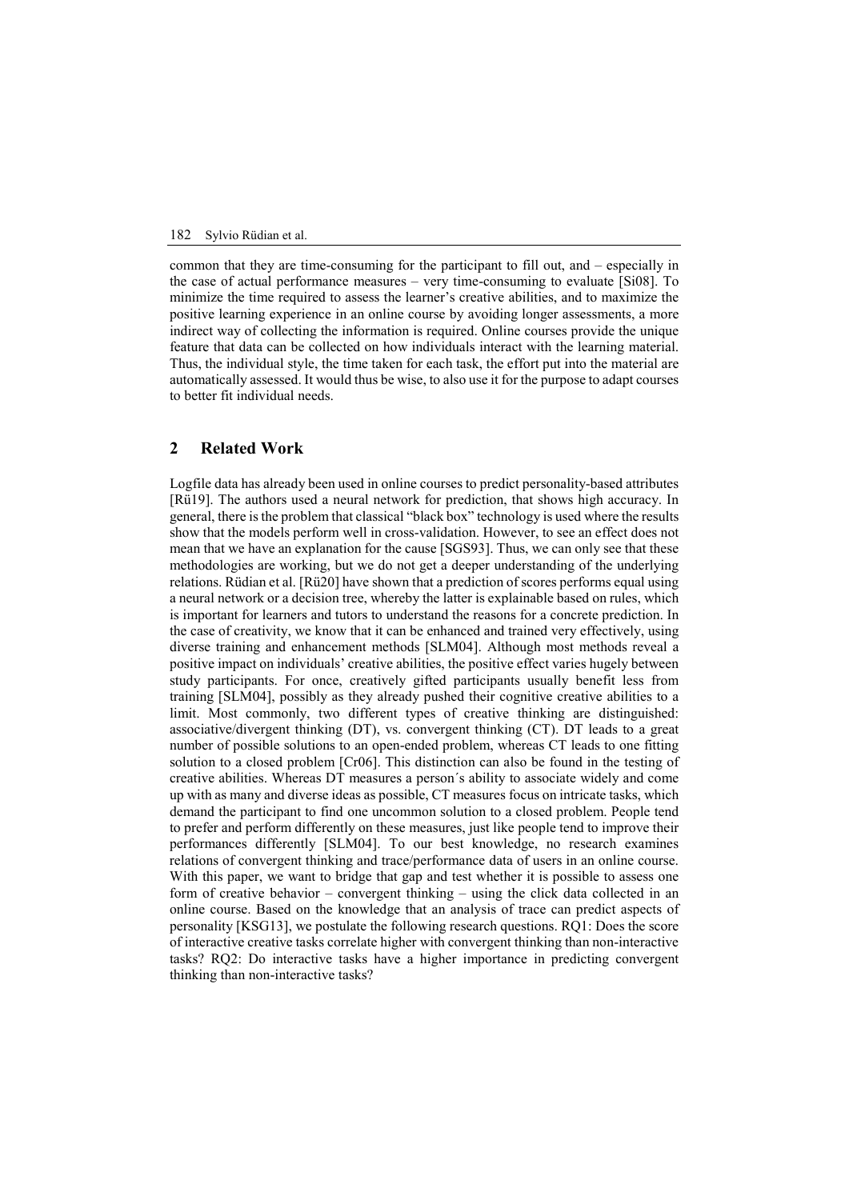common that they are time-consuming for the participant to fill out, and – especially in the case of actual performance measures – very time-consuming to evaluate [Si08]. To minimize the time required to assess the learner's creative abilities, and to maximize the positive learning experience in an online course by avoiding longer assessments, a more indirect way of collecting the information is required. Online courses provide the unique feature that data can be collected on how individuals interact with the learning material. Thus, the individual style, the time taken for each task, the effort put into the material are automatically assessed. It would thus be wise, to also use it for the purpose to adapt courses to better fit individual needs.

## 2 Related Work

Logfile data has already been used in online courses to predict personality-based attributes [Rü19]. The authors used a neural network for prediction, that shows high accuracy. In general, there is the problem that classical "black box" technology is used where the results show that the models perform well in cross-validation. However, to see an effect does not mean that we have an explanation for the cause [SGS93]. Thus, we can only see that these methodologies are working, but we do not get a deeper understanding of the underlying relations. Rüdian et al. [Rü20] have shown that a prediction of scores performs equal using a neural network or a decision tree, whereby the latter is explainable based on rules, which is important for learners and tutors to understand the reasons for a concrete prediction. In the case of creativity, we know that it can be enhanced and trained very effectively, using diverse training and enhancement methods [SLM04]. Although most methods reveal a positive impact on individuals' creative abilities, the positive effect varies hugely between study participants. For once, creatively gifted participants usually benefit less from training [SLM04], possibly as they already pushed their cognitive creative abilities to a limit. Most commonly, two different types of creative thinking are distinguished: associative/divergent thinking (DT), vs. convergent thinking (CT). DT leads to a great number of possible solutions to an open-ended problem, whereas CT leads to one fitting solution to a closed problem [Cr06]. This distinction can also be found in the testing of creative abilities. Whereas DT measures a person´s ability to associate widely and come up with as many and diverse ideas as possible, CT measures focus on intricate tasks, which demand the participant to find one uncommon solution to a closed problem. People tend to prefer and perform differently on these measures, just like people tend to improve their performances differently [SLM04]. To our best knowledge, no research examines relations of convergent thinking and trace/performance data of users in an online course. With this paper, we want to bridge that gap and test whether it is possible to assess one form of creative behavior – convergent thinking – using the click data collected in an online course. Based on the knowledge that an analysis of trace can predict aspects of personality [KSG13], we postulate the following research questions. RQ1: Does the score of interactive creative tasks correlate higher with convergent thinking than non-interactive tasks? RQ2: Do interactive tasks have a higher importance in predicting convergent thinking than non-interactive tasks?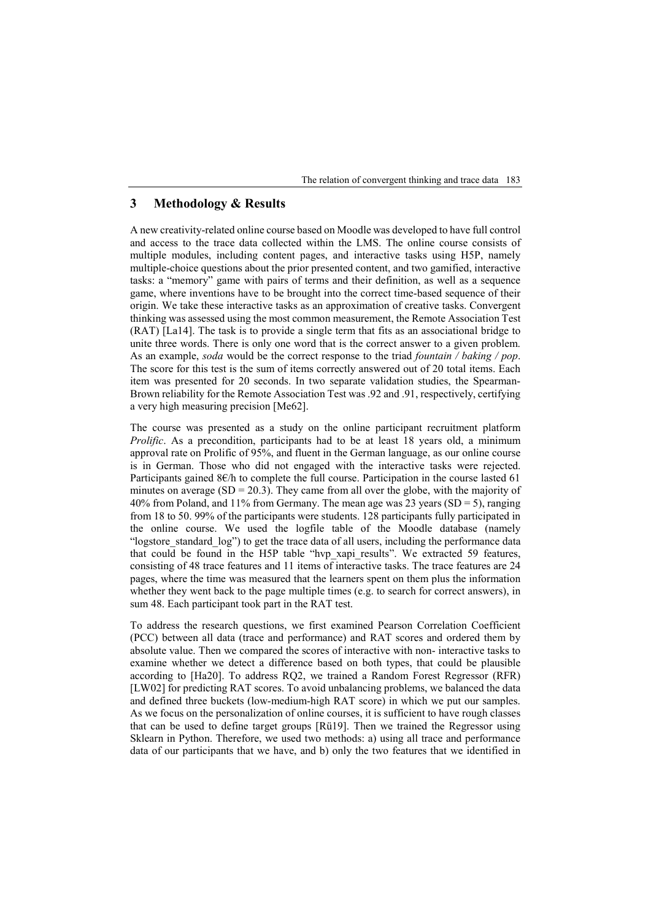## 3 Methodology & Results

A new creativity-related online course based on Moodle was developed to have full control and access to the trace data collected within the LMS. The online course consists of multiple modules, including content pages, and interactive tasks using H5P, namely multiple-choice questions about the prior presented content, and two gamified, interactive tasks: a "memory" game with pairs of terms and their definition, as well as a sequence game, where inventions have to be brought into the correct time-based sequence of their origin. We take these interactive tasks as an approximation of creative tasks. Convergent thinking was assessed using the most common measurement, the Remote Association Test (RAT) [La14]. The task is to provide a single term that fits as an associational bridge to unite three words. There is only one word that is the correct answer to a given problem. As an example, *soda* would be the correct response to the triad *fountain / baking / pop*. The score for this test is the sum of items correctly answered out of 20 total items. Each item was presented for 20 seconds. In two separate validation studies, the Spearman-Brown reliability for the Remote Association Test was .92 and .91, respectively, certifying a very high measuring precision [Me62].

The course was presented as a study on the online participant recruitment platform *Prolific*. As a precondition, participants had to be at least 18 years old, a minimum approval rate on Prolific of 95%, and fluent in the German language, as our online course is in German. Those who did not engaged with the interactive tasks were rejected. Participants gained 8€/h to complete the full course. Participation in the course lasted 61 minutes on average (SD = 20.3). They came from all over the globe, with the majority of 40% from Poland, and 11% from Germany. The mean age was 23 years (SD = 5), ranging from 18 to 50. 99% of the participants were students. 128 participants fully participated in the online course. We used the logfile table of the Moodle database (namely "logstore_standard_log") to get the trace data of all users, including the performance data that could be found in the H5P table "hvp_xapi_results". We extracted 59 features, consisting of 48 trace features and 11 items of interactive tasks. The trace features are 24 pages, where the time was measured that the learners spent on them plus the information whether they went back to the page multiple times (e.g. to search for correct answers), in sum 48. Each participant took part in the RAT test.

To address the research questions, we first examined Pearson Correlation Coefficient (PCC) between all data (trace and performance) and RAT scores and ordered them by absolute value. Then we compared the scores of interactive with non- interactive tasks to examine whether we detect a difference based on both types, that could be plausible according to [Ha20]. To address RQ2, we trained a Random Forest Regressor (RFR) [LW02] for predicting RAT scores. To avoid unbalancing problems, we balanced the data and defined three buckets (low-medium-high RAT score) in which we put our samples. As we focus on the personalization of online courses, it is sufficient to have rough classes that can be used to define target groups [Rü19]. Then we trained the Regressor using Sklearn in Python. Therefore, we used two methods: a) using all trace and performance data of our participants that we have, and b) only the two features that we identified in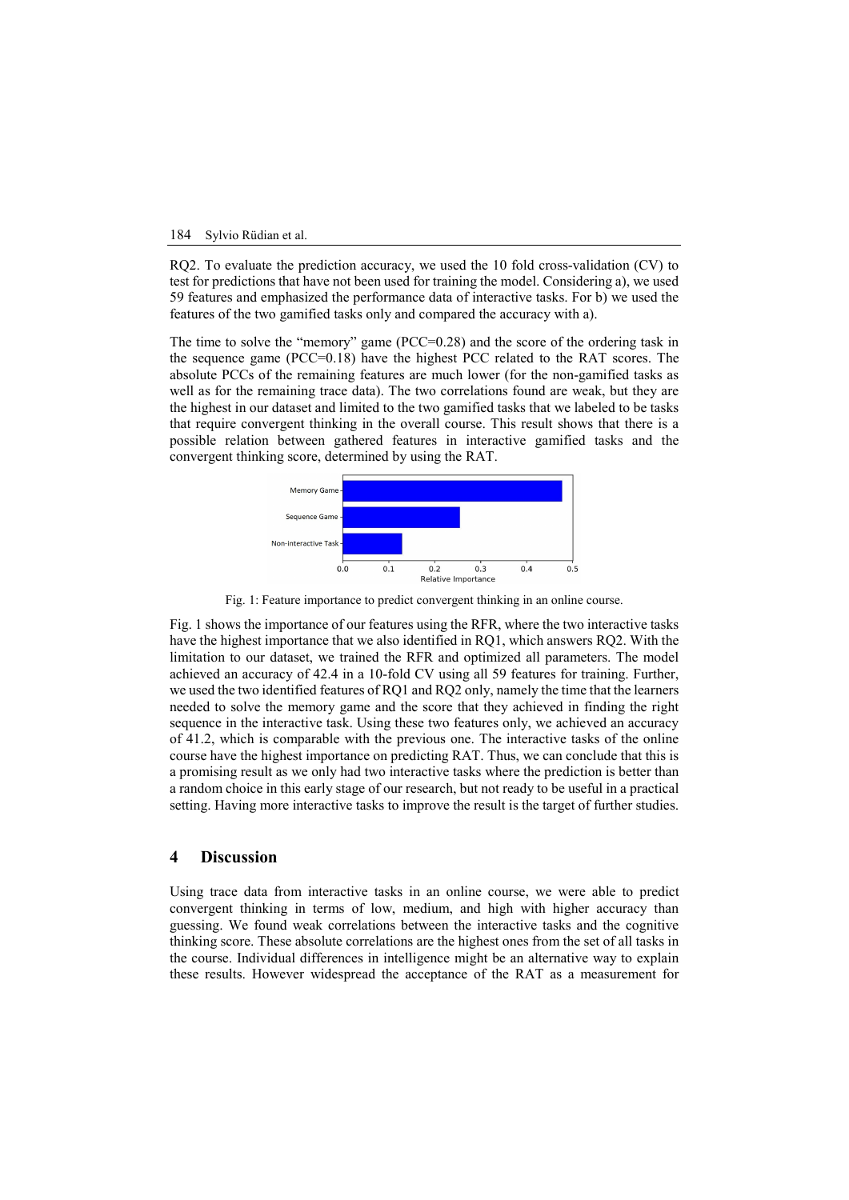RQ2. To evaluate the prediction accuracy, we used the 10 fold cross-validation (CV) to test for predictions that have not been used for training the model. Considering a), we used 59 features and emphasized the performance data of interactive tasks. For b) we used the features of the two gamified tasks only and compared the accuracy with a).

The time to solve the "memory" game (PCC=0.28) and the score of the ordering task in the sequence game (PCC=0.18) have the highest PCC related to the RAT scores. The absolute PCCs of the remaining features are much lower (for the non-gamified tasks as well as for the remaining trace data). The two correlations found are weak, but they are the highest in our dataset and limited to the two gamified tasks that we labeled to be tasks that require convergent thinking in the overall course. This result shows that there is a possible relation between gathered features in interactive gamified tasks and the convergent thinking score, determined by using the RAT.

Fig. 1: Feature importance to predict convergent thinking in an online course.

Fig. 1 shows the importance of our features using the RFR, where the two interactive tasks have the highest importance that we also identified in RQ1, which answers RQ2. With the limitation to our dataset, we trained the RFR and optimized all parameters. The model achieved an accuracy of 42.4 in a 10-fold CV using all 59 features for training. Further, we used the two identified features of RQ1 and RQ2 only, namely the time that the learners needed to solve the memory game and the score that they achieved in finding the right sequence in the interactive task. Using these two features only, we achieved an accuracy of 41.2, which is comparable with the previous one. The interactive tasks of the online course have the highest importance on predicting RAT. Thus, we can conclude that this is a promising result as we only had two interactive tasks where the prediction is better than a random choice in this early stage of our research, but not ready to be useful in a practical setting. Having more interactive tasks to improve the result is the target of further studies.

## 4 Discussion

Using trace data from interactive tasks in an online course, we were able to predict convergent thinking in terms of low, medium, and high with higher accuracy than guessing. We found weak correlations between the interactive tasks and the cognitive thinking score. These absolute correlations are the highest ones from the set of all tasks in the course. Individual differences in intelligence might be an alternative way to explain these results. However widespread the acceptance of the RAT as a measurement for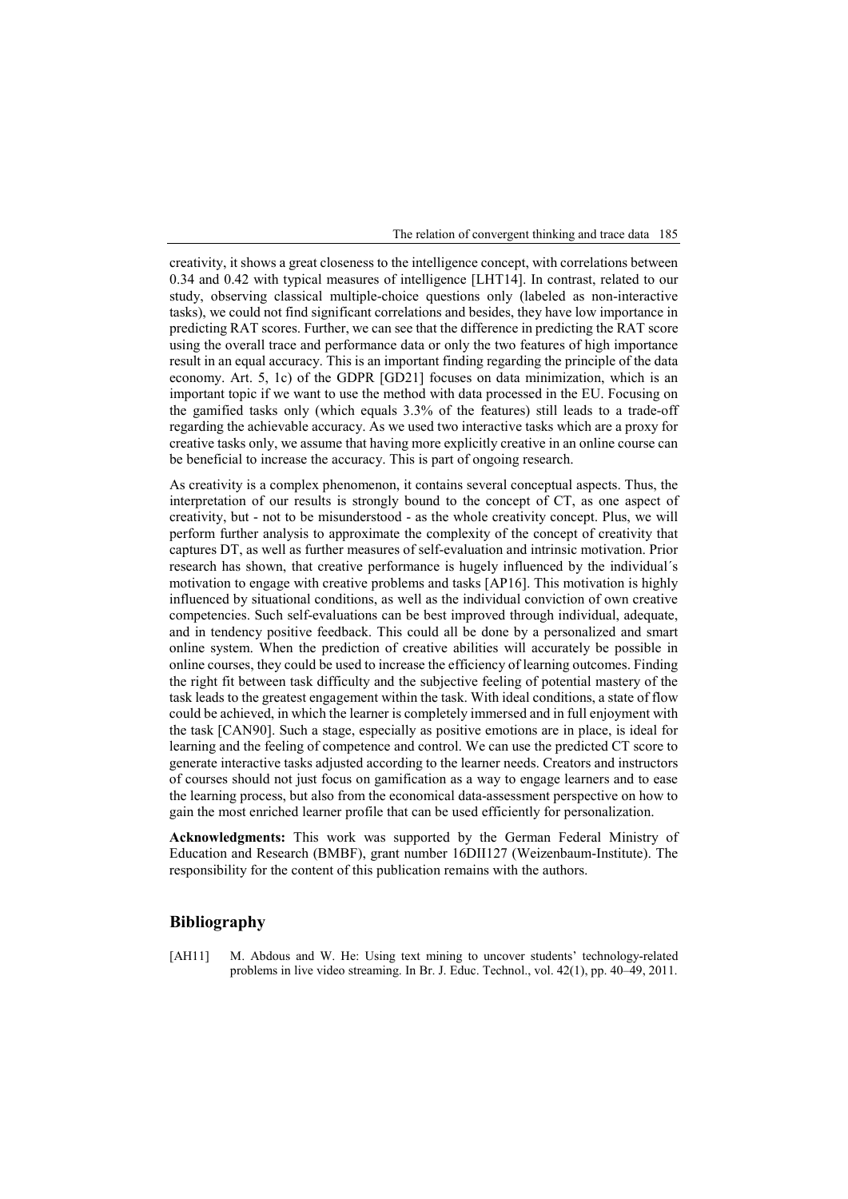creativity, it shows a great closeness to the intelligence concept, with correlations between 0.34 and 0.42 with typical measures of intelligence [LHT14]. In contrast, related to our study, observing classical multiple-choice questions only (labeled as non-interactive tasks), we could not find significant correlations and besides, they have low importance in predicting RAT scores. Further, we can see that the difference in predicting the RAT score using the overall trace and performance data or only the two features of high importance result in an equal accuracy. This is an important finding regarding the principle of the data economy. Art. 5, 1c) of the GDPR [GD21] focuses on data minimization, which is an important topic if we want to use the method with data processed in the EU. Focusing on the gamified tasks only (which equals 3.3% of the features) still leads to a trade-off regarding the achievable accuracy. As we used two interactive tasks which are a proxy for creative tasks only, we assume that having more explicitly creative in an online course can be beneficial to increase the accuracy. This is part of ongoing research.

As creativity is a complex phenomenon, it contains several conceptual aspects. Thus, the interpretation of our results is strongly bound to the concept of CT, as one aspect of creativity, but - not to be misunderstood - as the whole creativity concept. Plus, we will perform further analysis to approximate the complexity of the concept of creativity that captures DT, as well as further measures of self-evaluation and intrinsic motivation. Prior research has shown, that creative performance is hugely influenced by the individual´s motivation to engage with creative problems and tasks [AP16]. This motivation is highly influenced by situational conditions, as well as the individual conviction of own creative competencies. Such self-evaluations can be best improved through individual, adequate, and in tendency positive feedback. This could all be done by a personalized and smart online system. When the prediction of creative abilities will accurately be possible in online courses, they could be used to increase the efficiency of learning outcomes. Finding the right fit between task difficulty and the subjective feeling of potential mastery of the task leads to the greatest engagement within the task. With ideal conditions, a state of flow could be achieved, in which the learner is completely immersed and in full enjoyment with the task [CAN90]. Such a stage, especially as positive emotions are in place, is ideal for learning and the feeling of competence and control. We can use the predicted CT score to generate interactive tasks adjusted according to the learner needs. Creators and instructors of courses should not just focus on gamification as a way to engage learners and to ease the learning process, but also from the economical data-assessment perspective on how to gain the most enriched learner profile that can be used efficiently for personalization.

**Acknowledgments:** This work was supported by the German Federal Ministry of Education and Research (BMBF), grant number 16DII127 (Weizenbaum-Institute). The responsibility for the content of this publication remains with the authors.

## Bibliography

[AH11] M. Abdous and W. He: Using text mining to uncover students' technology-related problems in live video streaming. In Br. J. Educ. Technol., vol. 42(1), pp. 40–49, 2011.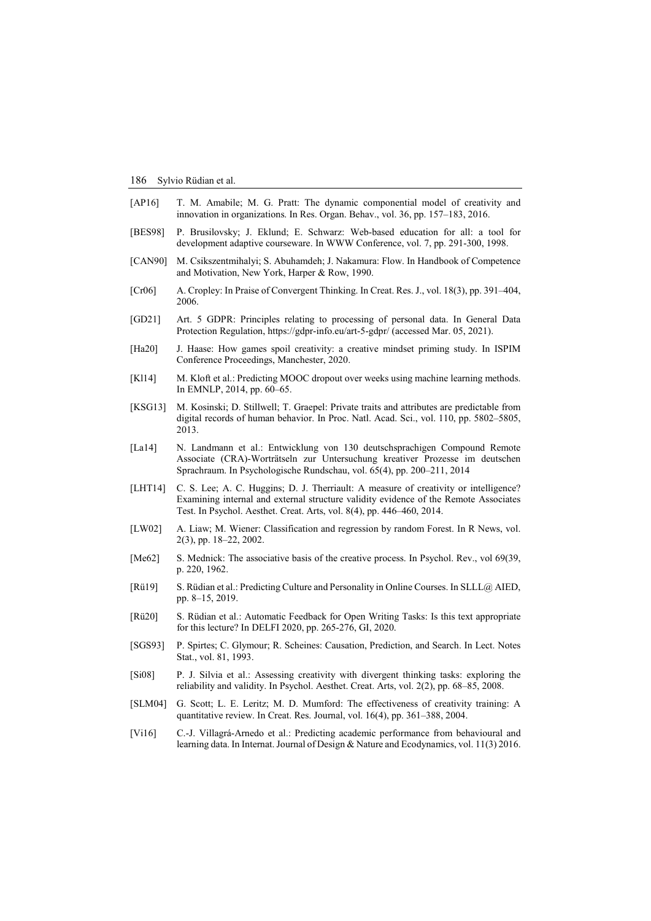[AP16] T. M. Amabile; M. G. Pratt: The dynamic componential model of creativity and innovation in organizations. In Res. Organ. Behav., vol. 36, pp. 157–183, 2016.

[BES98] P. Brusilovsky; J. Eklund; E. Schwarz: Web-based education for all: a tool for development adaptive courseware. In WWW Conference, vol. 7, pp. 291-300, 1998.

[CAN90] M. Csikszentmihalyi; S. Abuhamdeh; J. Nakamura: Flow. In Handbook of Competence and Motivation, New York, Harper & Row, 1990.

[Cr06] A. Cropley: In Praise of Convergent Thinking. In Creat. Res. J., vol. 18(3), pp. 391–404, 2006.

[GD21] Art. 5 GDPR: Principles relating to processing of personal data. In General Data Protection Regulation, https://gdpr-info.eu/art-5-gdpr/ (accessed Mar. 05, 2021).

[Ha20] J. Haase: How games spoil creativity: a creative mindset priming study. In ISPIM Conference Proceedings, Manchester, 2020.

[Kl14] M. Kloft et al.: Predicting MOOC dropout over weeks using machine learning methods. In EMNLP, 2014, pp. 60–65.

[KSG13] M. Kosinski; D. Stillwell; T. Graepel: Private traits and attributes are predictable from digital records of human behavior. In Proc. Natl. Acad. Sci., vol. 110, pp. 5802–5805, 2013.

[La14] N. Landmann et al.: Entwicklung von 130 deutschsprachigen Compound Remote Associate (CRA)-Worträtseln zur Untersuchung kreativer Prozesse im deutschen Sprachraum. In Psychologische Rundschau, vol. 65(4), pp. 200–211, 2014

[LHT14] C. S. Lee; A. C. Huggins; D. J. Therriault: A measure of creativity or intelligence? Examining internal and external structure validity evidence of the Remote Associates Test. In Psychol. Aesthet. Creat. Arts, vol. 8(4), pp. 446–460, 2014.

[LW02] A. Liaw; M. Wiener: Classification and regression by random Forest. In R News, vol. 2(3), pp. 18–22, 2002.

[Me62] S. Mednick: The associative basis of the creative process. In Psychol. Rev., vol 69(39, p. 220, 1962.

[Rü19] S. Rüdian et al.: Predicting Culture and Personality in Online Courses. In SLLL@ AIED, pp. 8–15, 2019.

[Rü20] S. Rüdian et al.: Automatic Feedback for Open Writing Tasks: Is this text appropriate for this lecture? In DELFI 2020, pp. 265-276, GI, 2020.

[SGS93] P. Spirtes; C. Glymour; R. Scheines: Causation, Prediction, and Search. In Lect. Notes Stat., vol. 81, 1993.

[Si08] P. J. Silvia et al.: Assessing creativity with divergent thinking tasks: exploring the reliability and validity. In Psychol. Aesthet. Creat. Arts, vol. 2(2), pp. 68–85, 2008.

[SLM04] G. Scott; L. E. Leritz; M. D. Mumford: The effectiveness of creativity training: A quantitative review. In Creat. Res. Journal, vol. 16(4), pp. 361–388, 2004.

[Vi16] C.-J. Villagrá-Arnedo et al.: Predicting academic performance from behavioural and learning data. In Internat. Journal of Design & Nature and Ecodynamics, vol. 11(3) 2016.